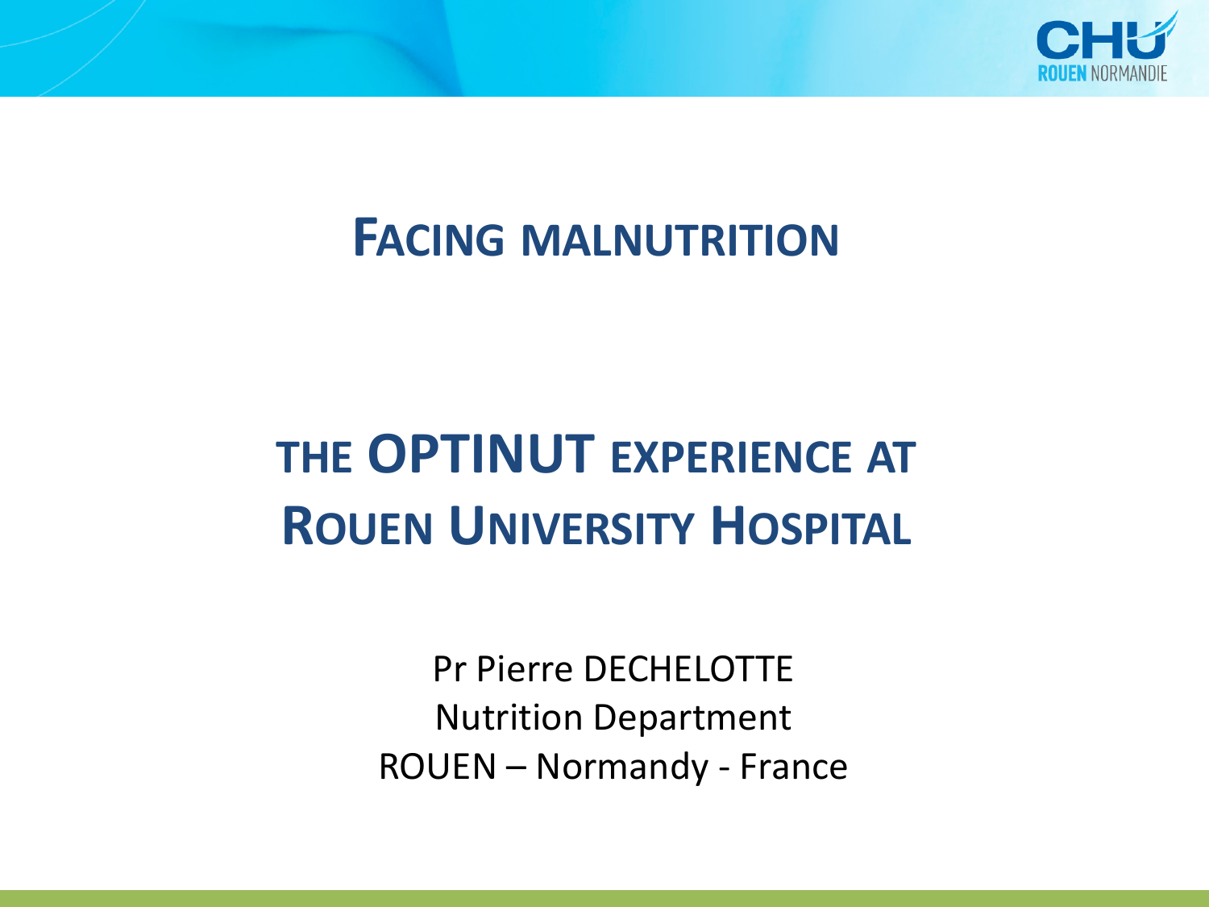# FACING MALNUTRITION

## THE OPTINUT EXPERIENCE AT ROUEN UNIVERSITY HOSPITAL

Pr Pierre DECHELOTTE
Nutrition Department
ROUEN – Normandy - France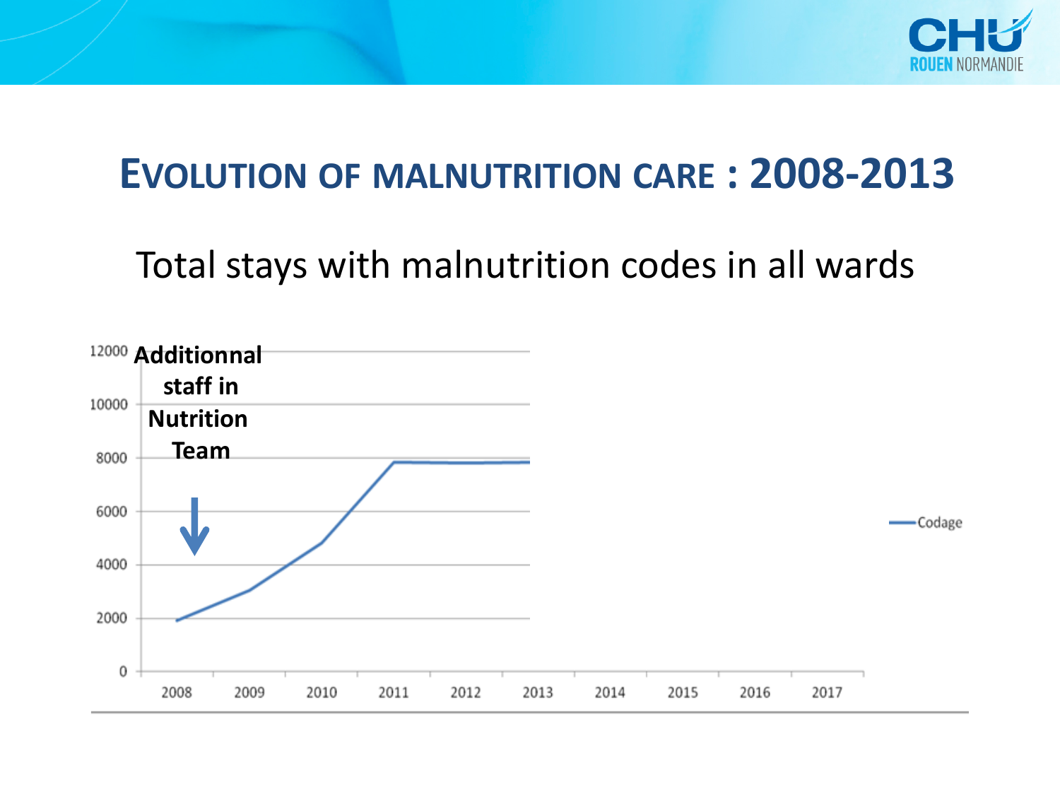# EVOLUTION OF MALNUTRITION CARE : 2008-2013

Total stays with malnutrition codes in all wards

**Additionnal staff in Nutrition Team**

12000
10000
8000
6000
4000
2000
0

2008 2009 2010 2011 2012 2013 2014 2015 2016 2017

Codage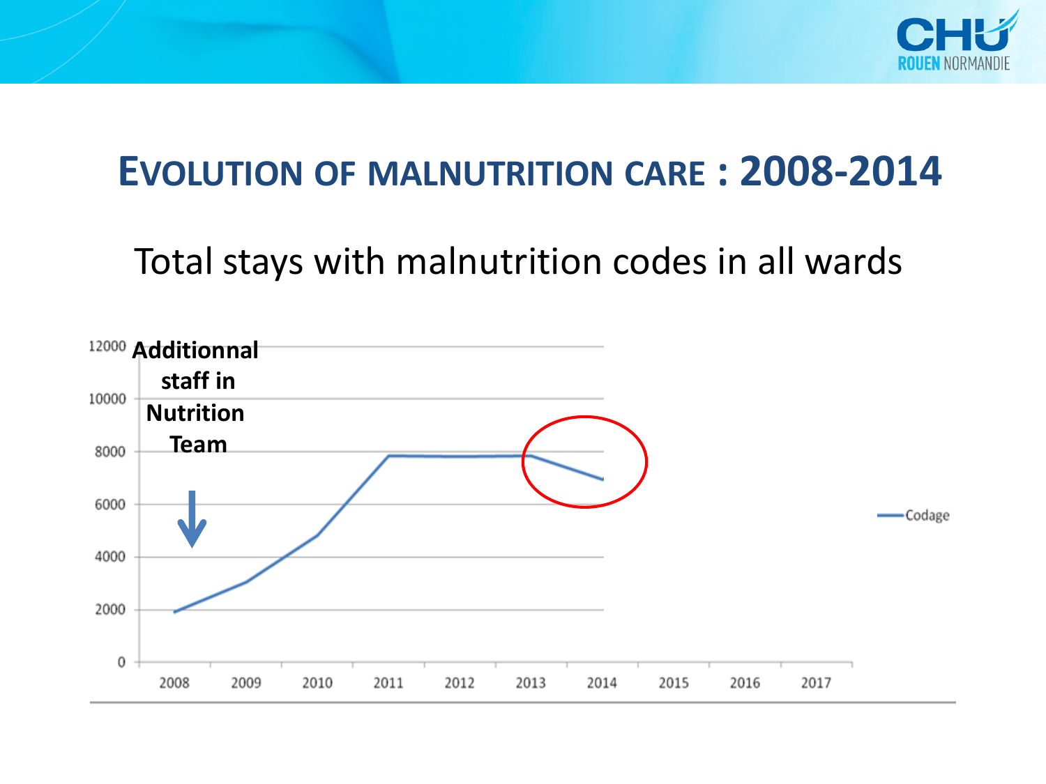# EVOLUTION OF MALNUTRITION CARE : 2008-2014

Total stays with malnutrition codes in all wards

**Additionnal staff in Nutrition Team**

Codage

12000
10000
8000
6000
4000
2000
0

2008 2009 2010 2011 2012 2013 2014 2015 2016 2017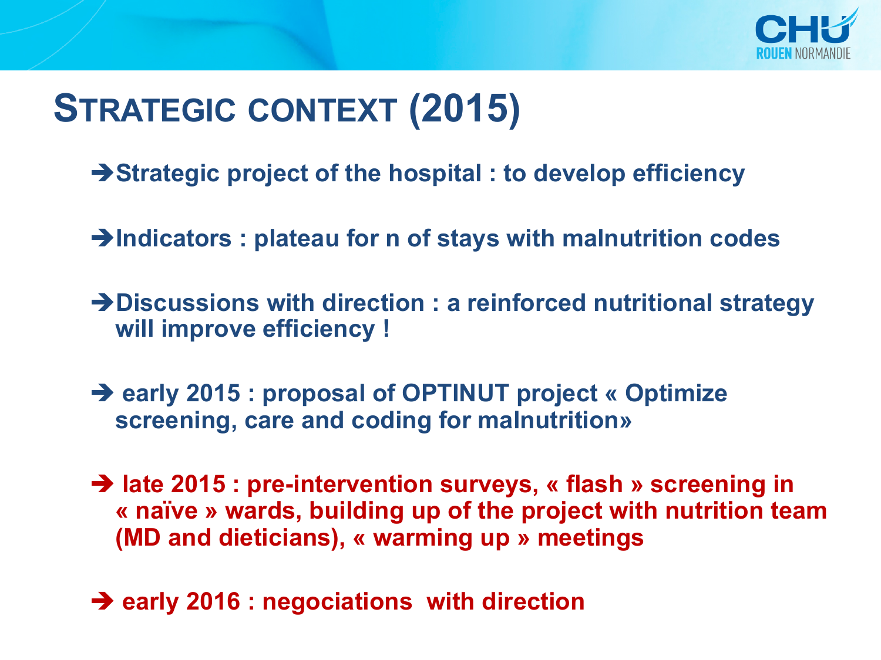# STRATEGIC CONTEXT (2015)

- ➔Strategic project of the hospital : to develop efficiency
- ➔Indicators : plateau for n of stays with malnutrition codes
- ➔Discussions with direction : a reinforced nutritional strategy will improve efficiency !
- ➔ early 2015 : proposal of OPTINUT project « Optimize screening, care and coding for malnutrition»
- ➔ late 2015 : pre-intervention surveys, « flash » screening in « naïve » wards, building up of the project with nutrition team (MD and dieticians), « warming up » meetings
- ➔ early 2016 : negociations with direction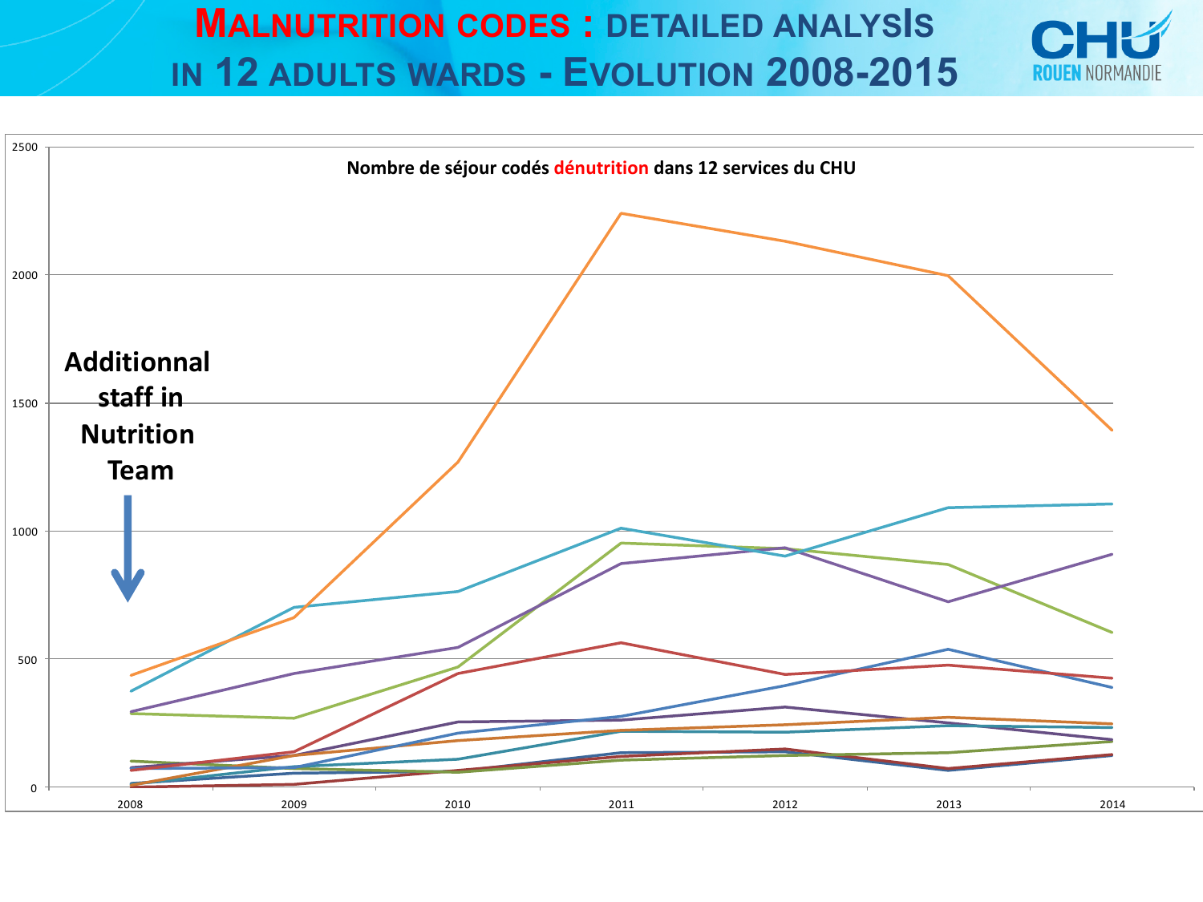# MALNUTRITION CODES : DETAILED ANALYSIS IN 12 ADULTS WARDS - EVOLUTION 2008-2015

**Nombre de séjour codés dénutrition dans 12 services du CHU**

**Additionnal staff in Nutrition Team**

2500
2000
1500
1000
500
0

2008 2009 2010 2011 2012 2013 2014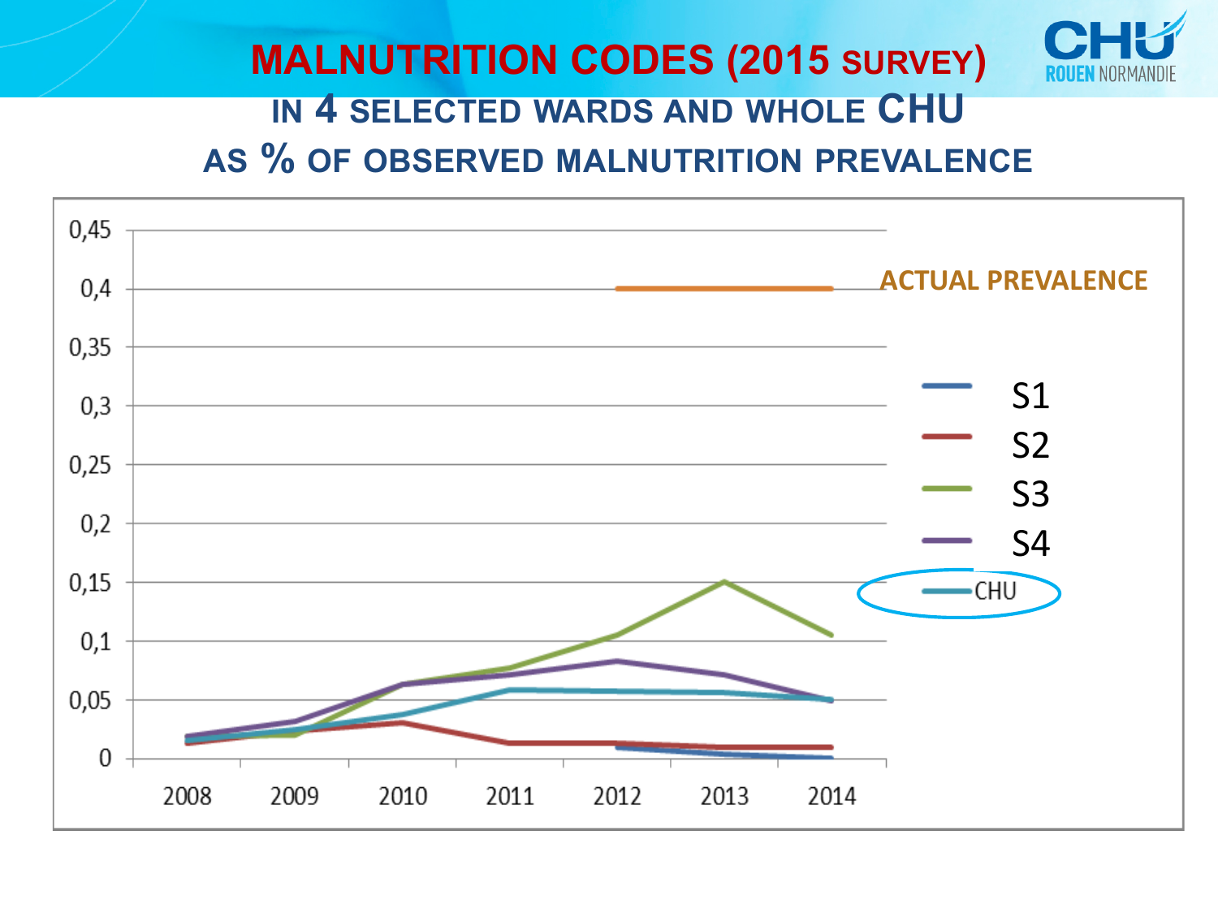# MALNUTRITION CODES (2015 SURVEY)

## IN 4 SELECTED WARDS AND WHOLE CHU AS % OF OBSERVED MALNUTRITION PREVALENCE

ACTUAL PREVALENCE

S1
S2
S3
S4
CHU

0,45
0,4
0,35
0,3
0,25
0,2
0,15
0,1
0,05
0

2008 2009 2010 2011 2012 2013 2014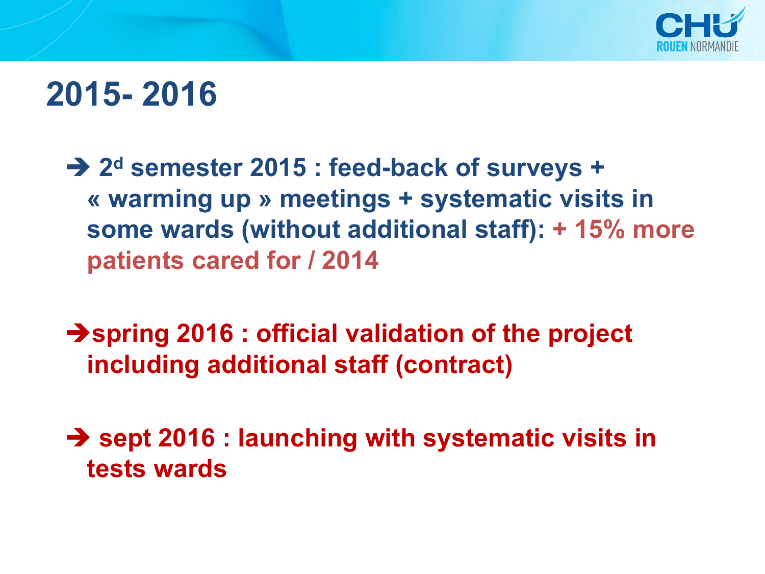# 2015- 2016

➔ 2[d] semester 2015 : feed-back of surveys + « warming up » meetings + systematic visits in some wards (without additional staff): **+ 15% more patients cared for / 2014**

➔ **spring 2016 : official validation of the project including additional staff (contract)**

➔ **sept 2016 : launching with systematic visits in tests wards**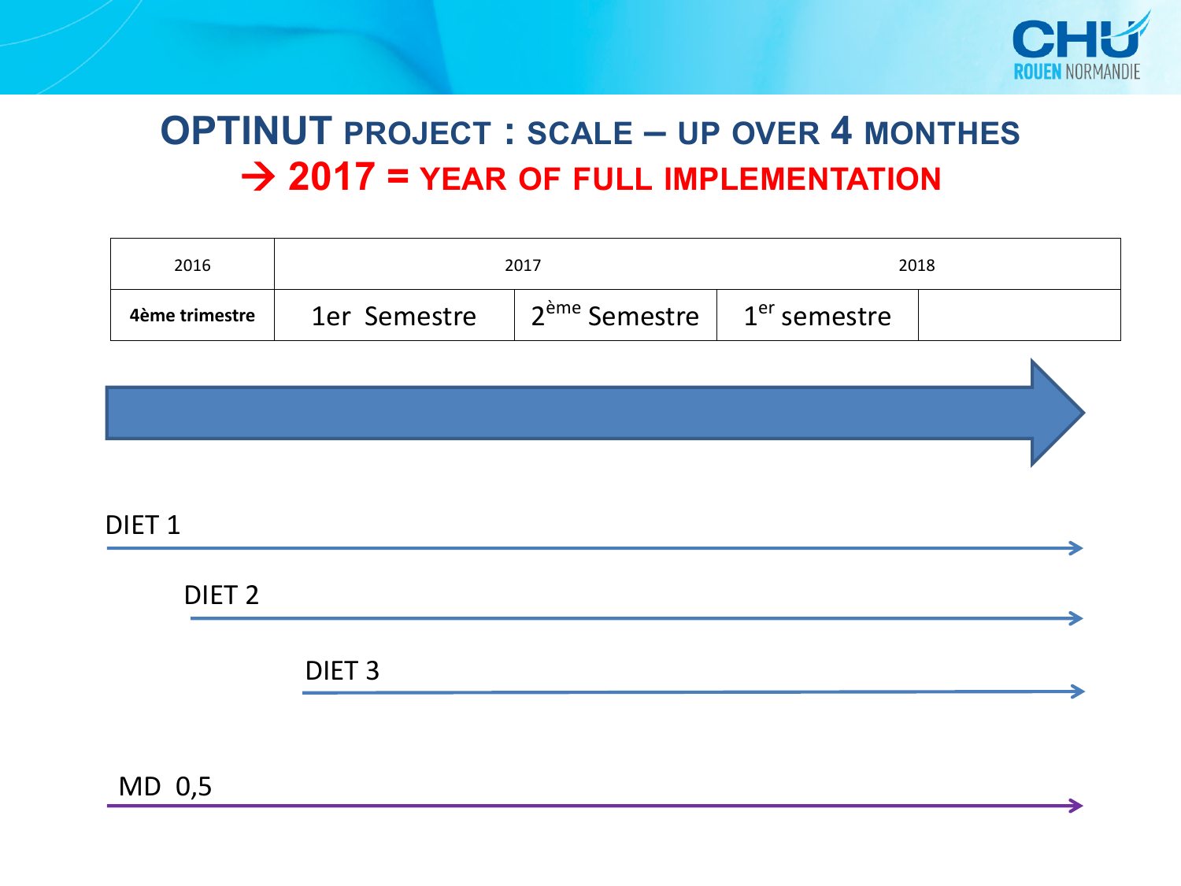# OPTINUT PROJECT : SCALE – UP OVER 4 MONTHES

## → 2017 = YEAR OF FULL IMPLEMENTATION

| 2016 | 2017 | | 2018 | |
|---|---|---|---|---|
| **4ème trimestre** | 1er Semestre | 2ème Semestre | 1er semestre | |

DIET 1

DIET 2

DIET 3

MD 0,5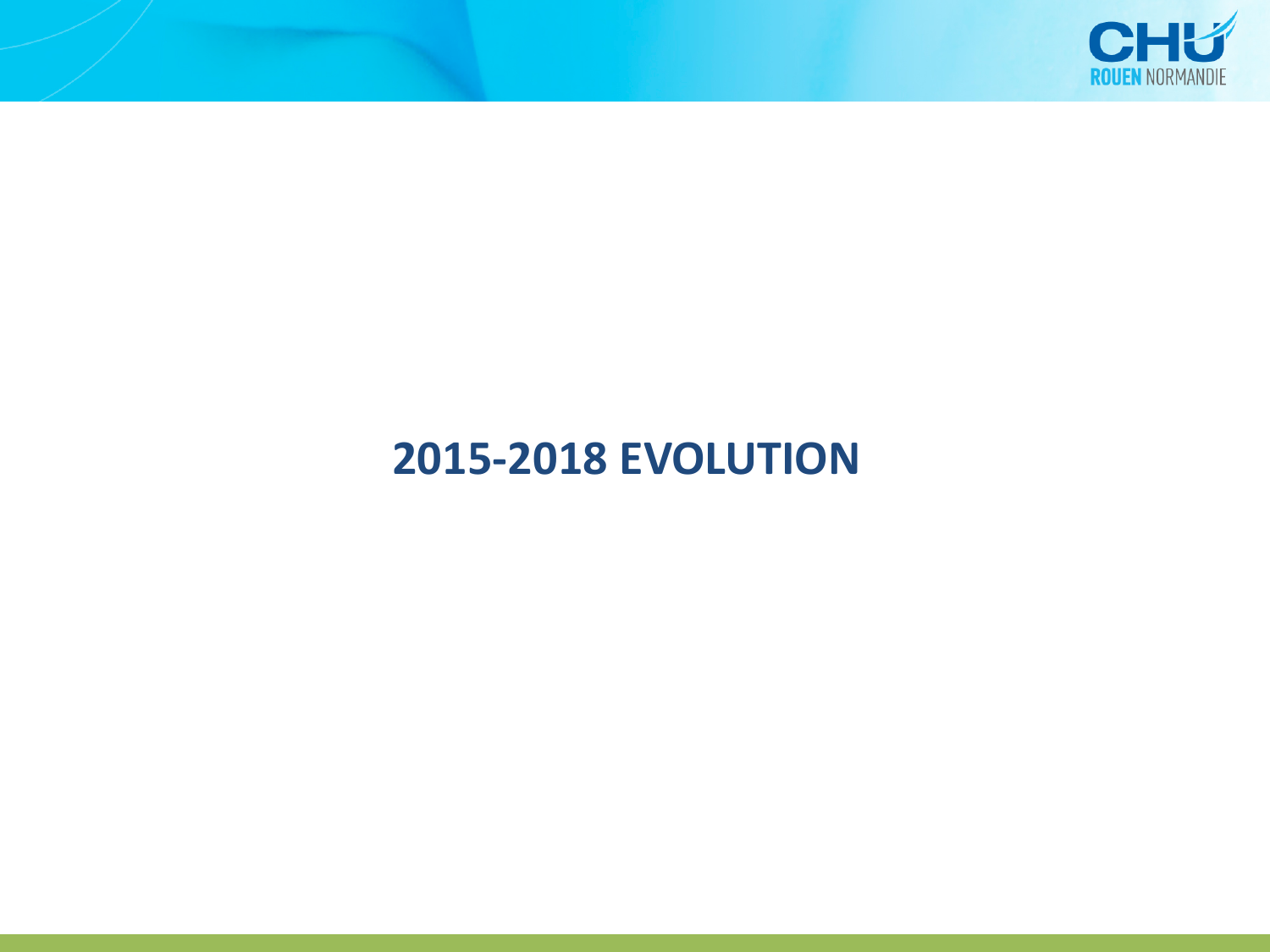# 2015-2018 EVOLUTION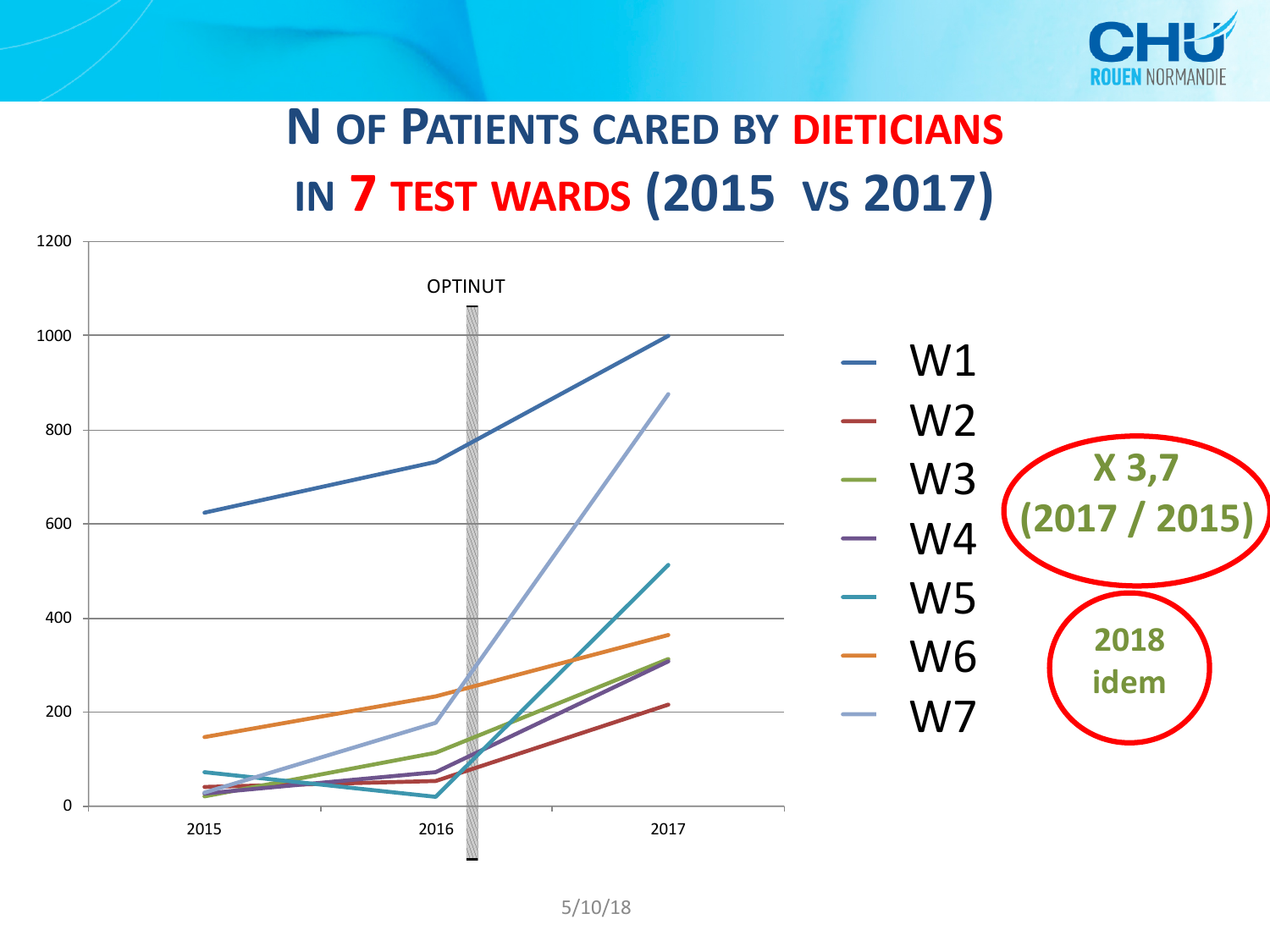# N of Patients cared by dieticians in 7 test wards (2015 vs 2017)

OPTINUT

| | 2015 | 2016 | 2017 |
|---|---|---|---|
| W1 | | | |
| W2 | | | |
| W3 | | | |
| W4 | | | |
| W5 | | | |
| W6 | | | |
| W7 | | | |

**X 3,7 (2017 / 2015)**

**2018 idem**

5/10/18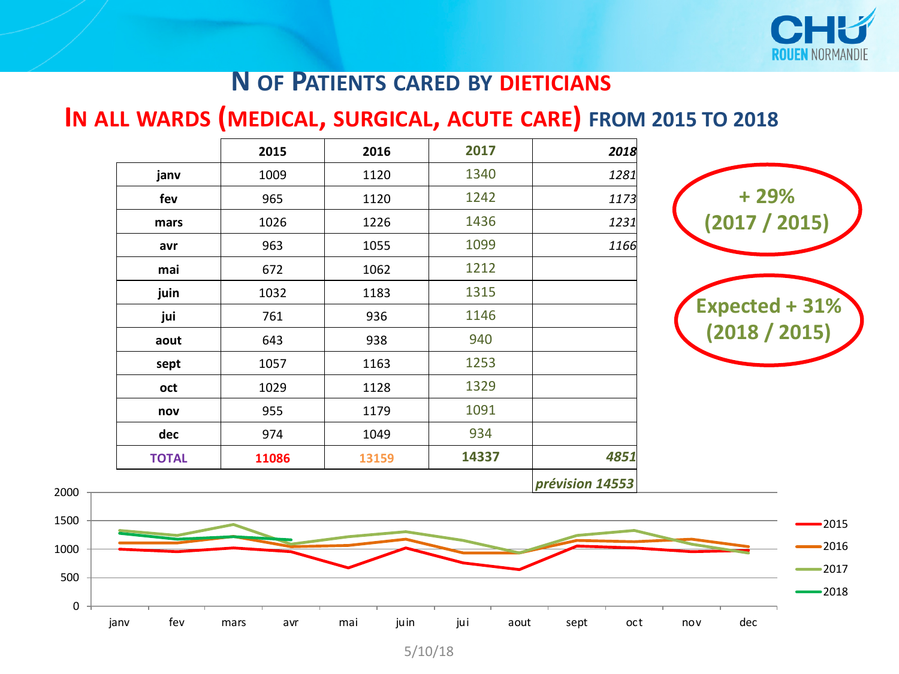# N of Patients cared by dieticians

## In all wards (medical, surgical, acute care) from 2015 to 2018

| | 2015 | 2016 | 2017 | *2018* |
|---|---|---|---|---|
| **janv** | 1009 | 1120 | 1340 | *1281* |
| **fev** | 965 | 1120 | 1242 | *1173* |
| **mars** | 1026 | 1226 | 1436 | *1231* |
| **avr** | 963 | 1055 | 1099 | *1166* |
| **mai** | 672 | 1062 | 1212 | |
| **juin** | 1032 | 1183 | 1315 | |
| **jui** | 761 | 936 | 1146 | |
| **aout** | 643 | 938 | 940 | |
| **sept** | 1057 | 1163 | 1253 | |
| **oct** | 1029 | 1128 | 1329 | |
| **nov** | 955 | 1179 | 1091 | |
| **dec** | 974 | 1049 | 934 | |
| **TOTAL** | **11086** | **13159** | **14337** | ***4851*** |
| | | | | ***prévision 14553*** |

**+ 29% (2017 / 2015)**

**Expected + 31% (2018 / 2015)**

5/10/18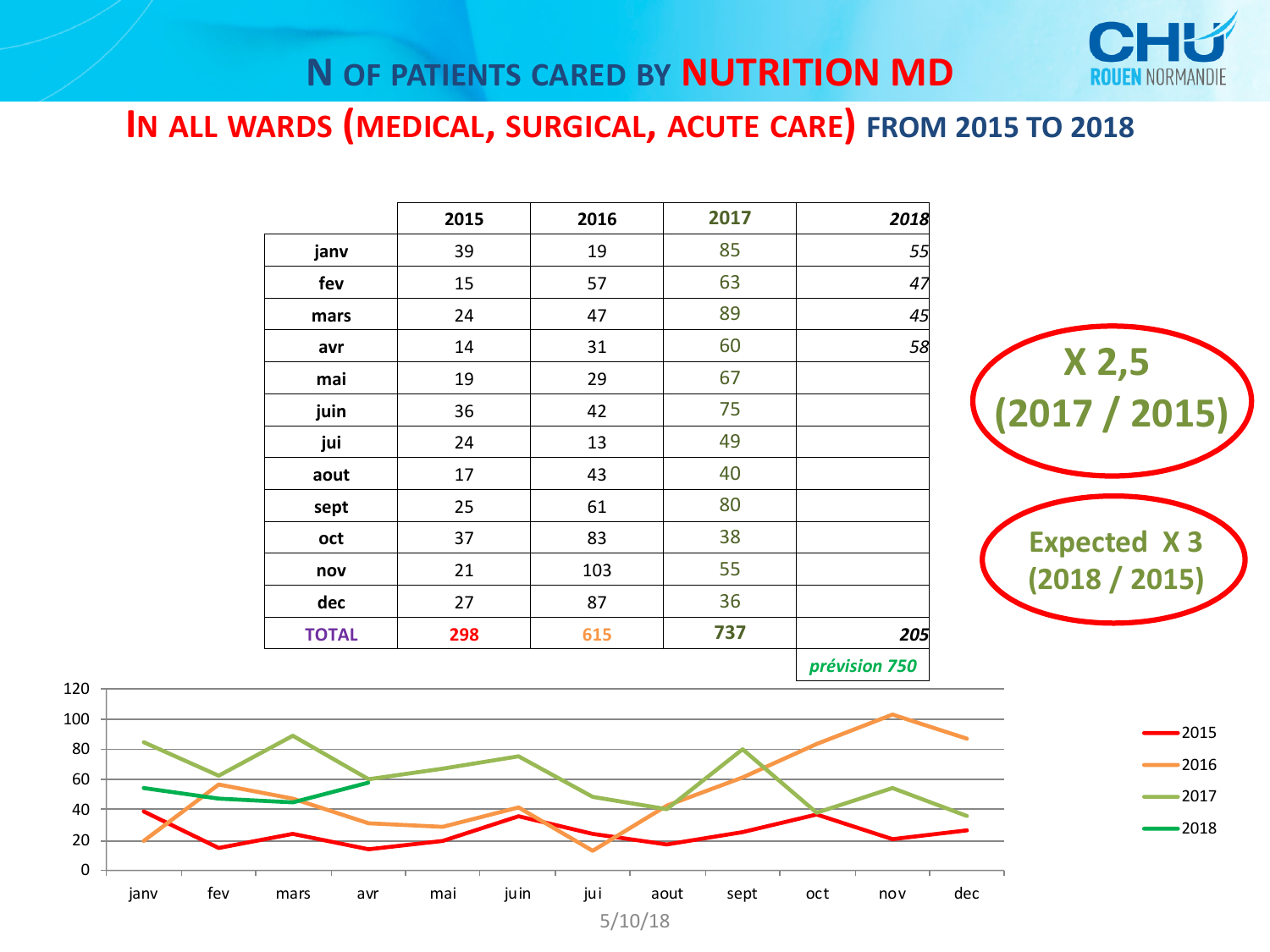# N OF PATIENTS CARED BY NUTRITION MD

## IN ALL WARDS (MEDICAL, SURGICAL, ACUTE CARE) FROM 2015 TO 2018

| | 2015 | 2016 | 2017 | *2018* |
|---|---|---|---|---|
| **janv** | 39 | 19 | 85 | *55* |
| **fev** | 15 | 57 | 63 | *47* |
| **mars** | 24 | 47 | 89 | *45* |
| **avr** | 14 | 31 | 60 | *58* |
| **mai** | 19 | 29 | 67 | |
| **juin** | 36 | 42 | 75 | |
| **jui** | 24 | 13 | 49 | |
| **aout** | 17 | 43 | 40 | |
| **sept** | 25 | 61 | 80 | |
| **oct** | 37 | 83 | 38 | |
| **nov** | 21 | 103 | 55 | |
| **dec** | 27 | 87 | 36 | |
| **TOTAL** | **298** | **615** | **737** | ***205*** |
| | | | | ***prévision 750*** |

**X 2,5 (2017 / 2015)**

**Expected X 3 (2018 / 2015)**

5/10/18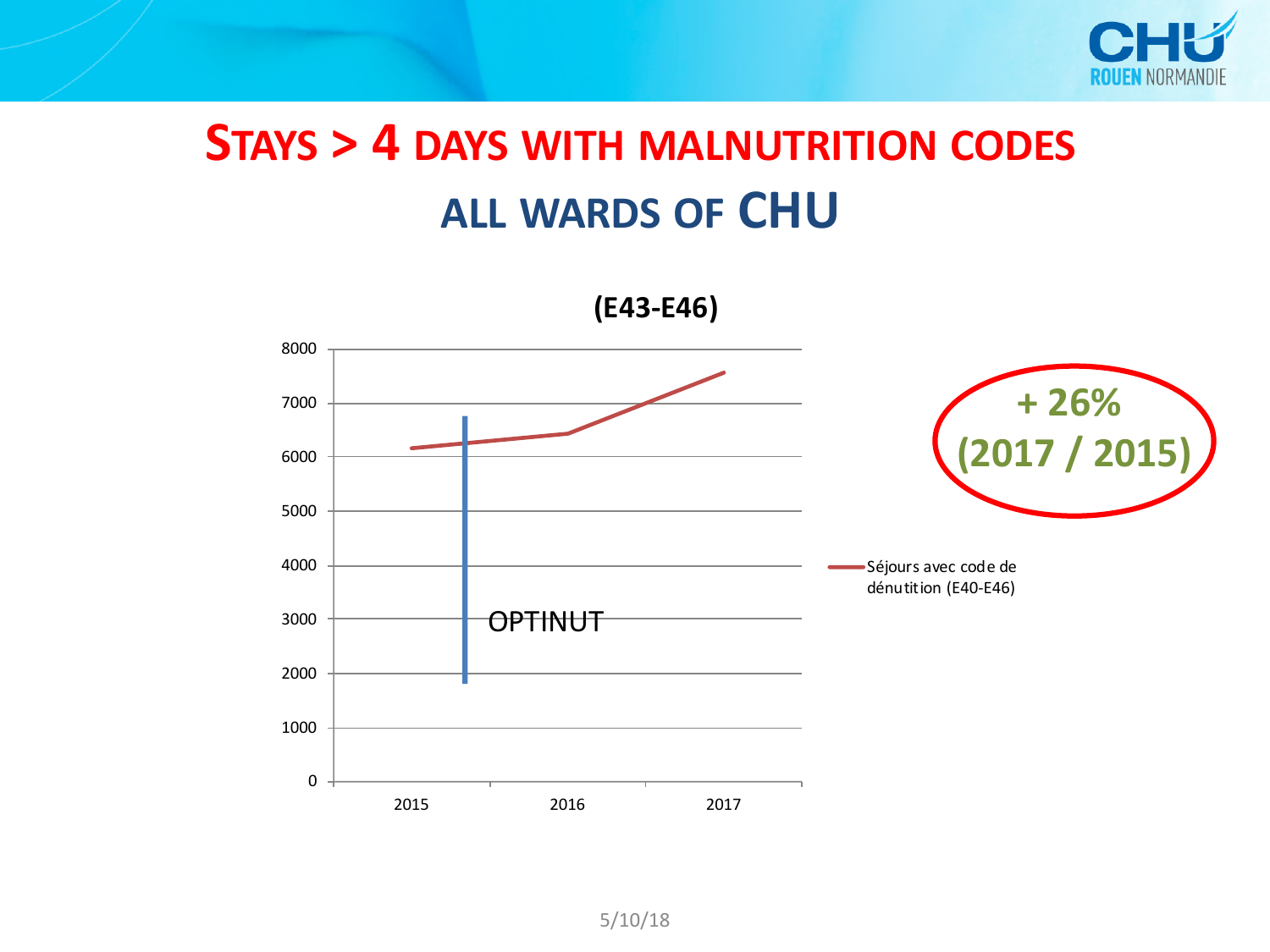# Stays > 4 days with malnutrition codes

## all wards of CHU

**(E43-E46)**

| Year | Séjours avec code de dénutrition (E40-E46) |
|---|---|
| 2015 | ~6150 |
| 2016 | ~6430 |
| 2017 | ~7570 |

OPTINUT

**+ 26%**
**(2017 / 2015)**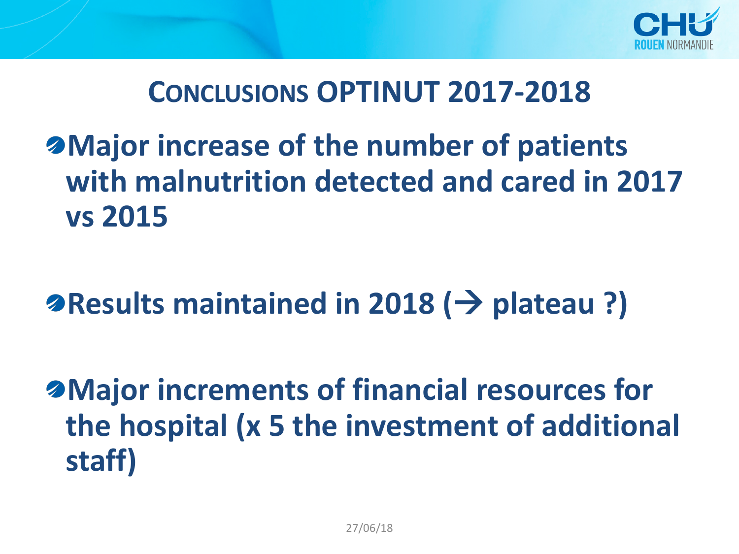## CONCLUSIONS OPTINUT 2017-2018

- **Major increase of the number of patients with malnutrition detected and cared in 2017 vs 2015**

- **Results maintained in 2018 (→ plateau ?)**

- **Major increments of financial resources for the hospital (x 5 the investment of additional staff)**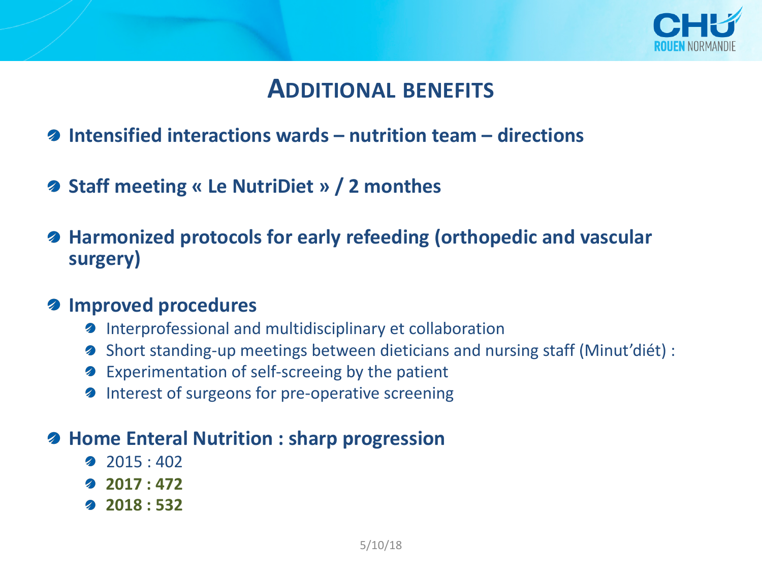## ADDITIONAL BENEFITS

- **Intensified interactions wards – nutrition team – directions**
- **Staff meeting « Le NutriDiet » / 2 monthes**
- **Harmonized protocols for early refeeding (orthopedic and vascular surgery)**
- **Improved procedures**
  - Interprofessional and multidisciplinary et collaboration
  - Short standing-up meetings between dieticians and nursing staff (Minut'diét) :
  - Experimentation of self-screeing by the patient
  - Interest of surgeons for pre-operative screening
- **Home Enteral Nutrition : sharp progression**
  - 2015 : 402
  - **2017 : 472**
  - **2018 : 532**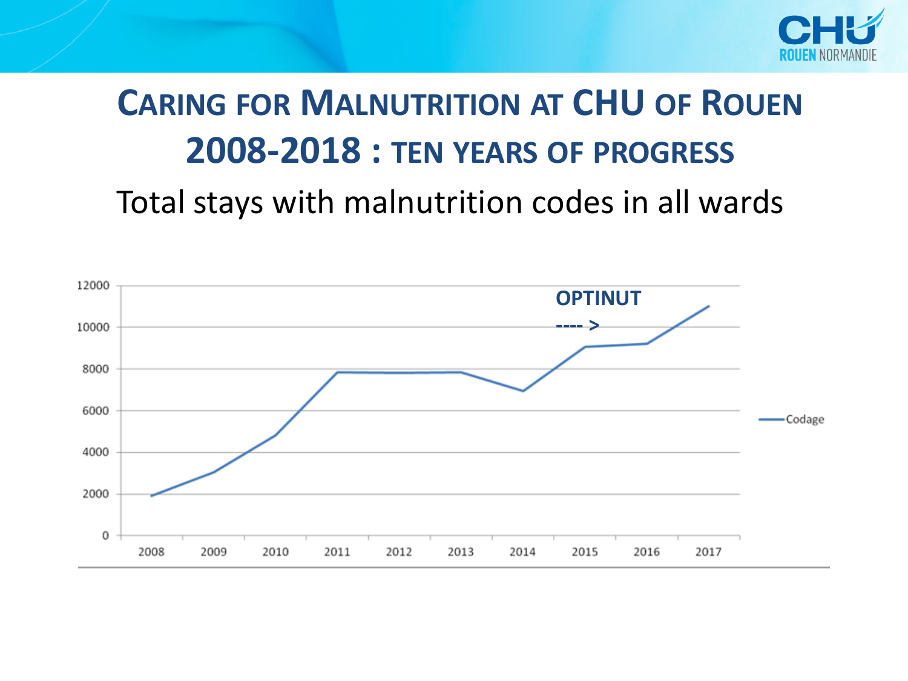# Caring for Malnutrition at CHU of Rouen 2008-2018 : ten years of progress

Total stays with malnutrition codes in all wards

OPTINUT ---- >

Codage

2008 2009 2010 2011 2012 2013 2014 2015 2016 2017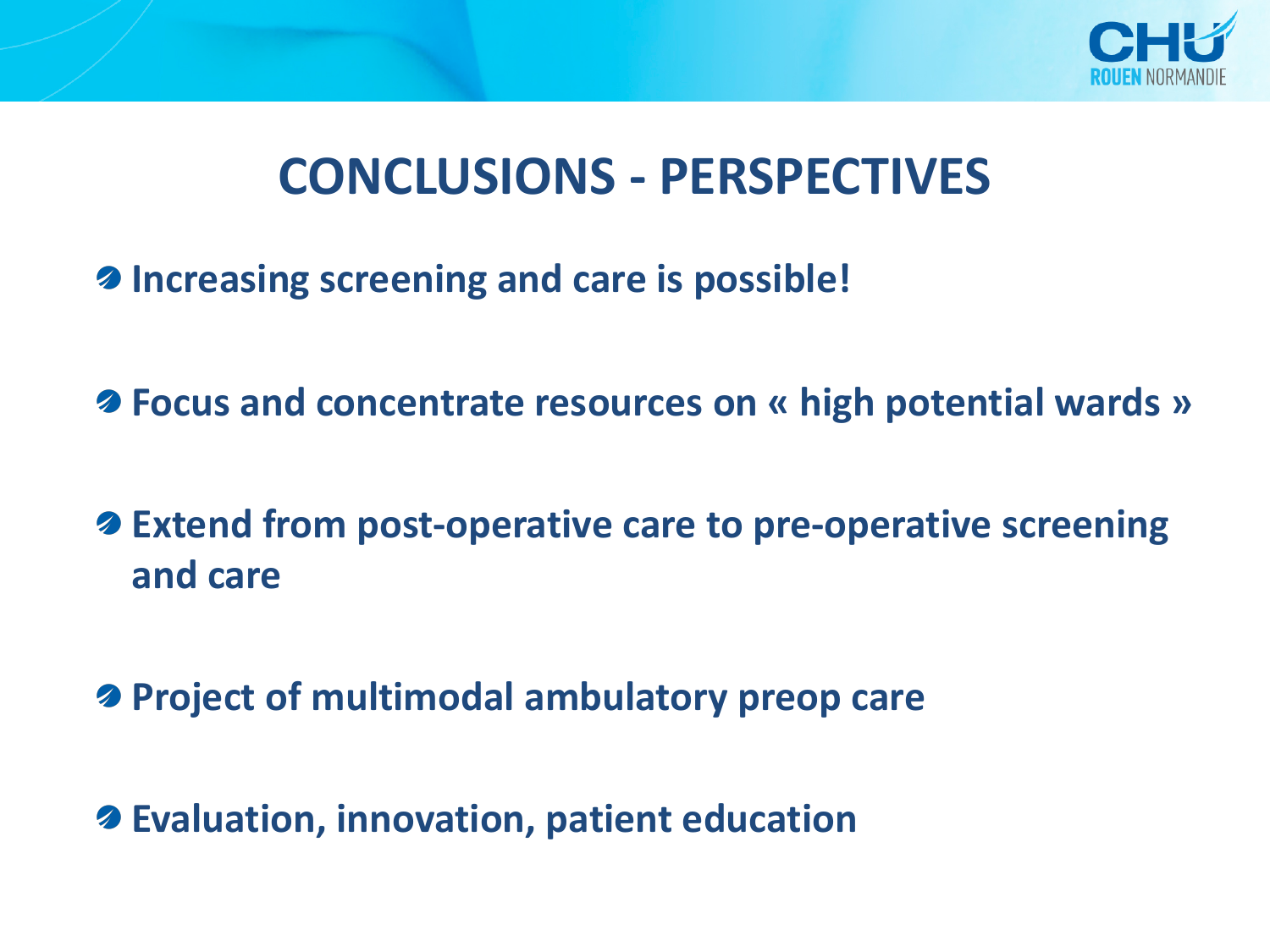# CONCLUSIONS - PERSPECTIVES

- **Increasing screening and care is possible!**
- **Focus and concentrate resources on « high potential wards »**
- **Extend from post-operative care to pre-operative screening and care**
- **Project of multimodal ambulatory preop care**
- **Evaluation, innovation, patient education**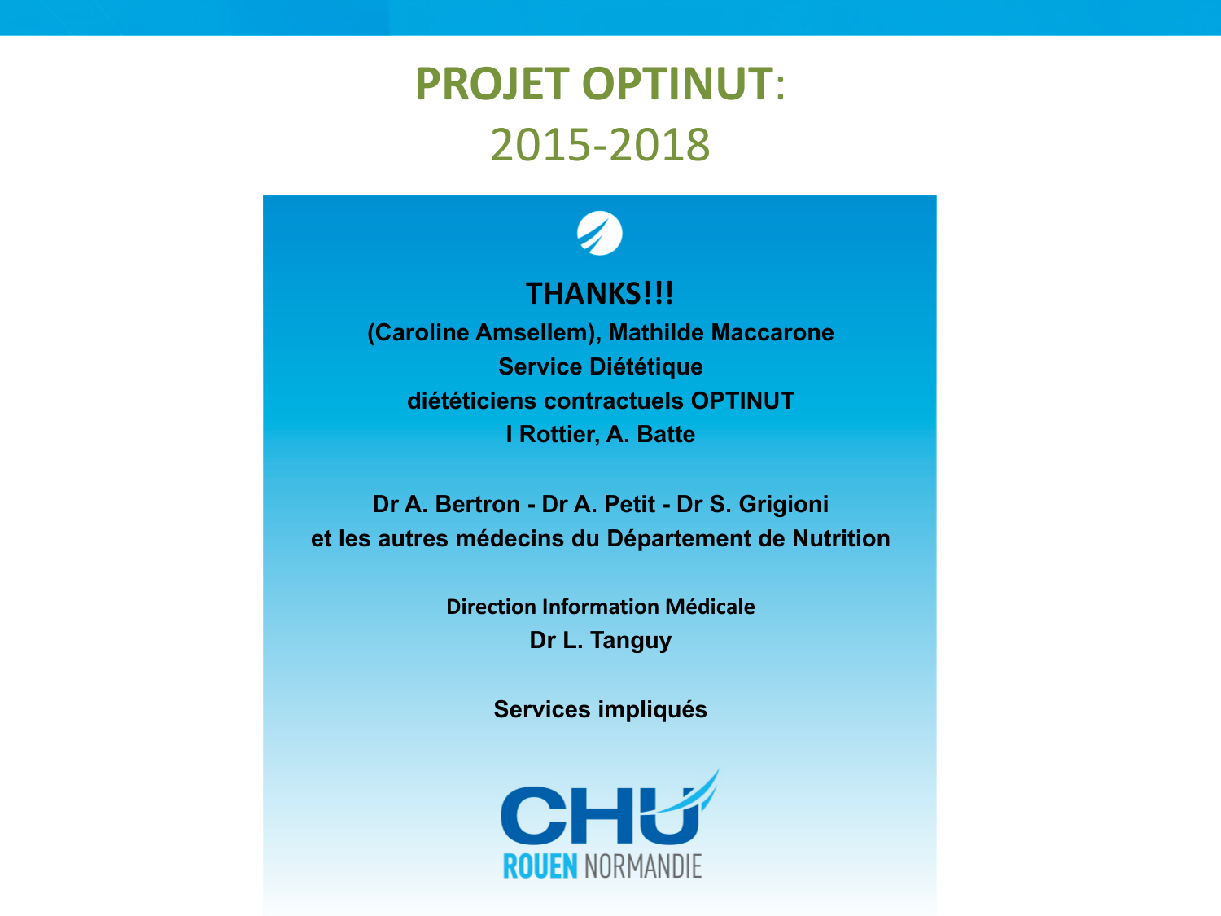# PROJET OPTINUT: 2015-2018

**THANKS!!!**

**(Caroline Amsellem), Mathilde Maccarone**

**Service Diététique**

**diététiciens contractuels OPTINUT**

**I Rottier, A. Batte**

**Dr A. Bertron - Dr A. Petit - Dr S. Grigioni**

**et les autres médecins du Département de Nutrition**

**Direction Information Médicale**

**Dr L. Tanguy**

**Services impliqués**

CHU ROUEN NORMANDIE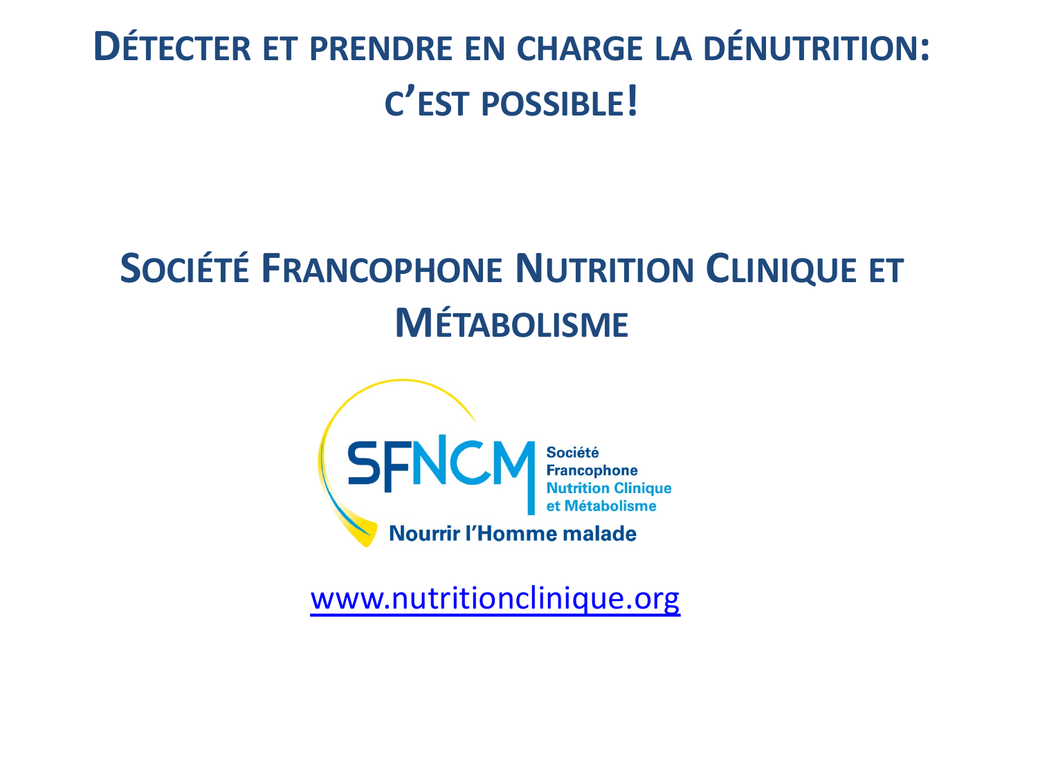# Détecter et prendre en charge la dénutrition: c'est possible!

## Société Francophone Nutrition Clinique et Métabolisme

SFNCM

Société Francophone Nutrition Clinique et Métabolisme

Nourrir l'Homme malade

www.nutritionclinique.org